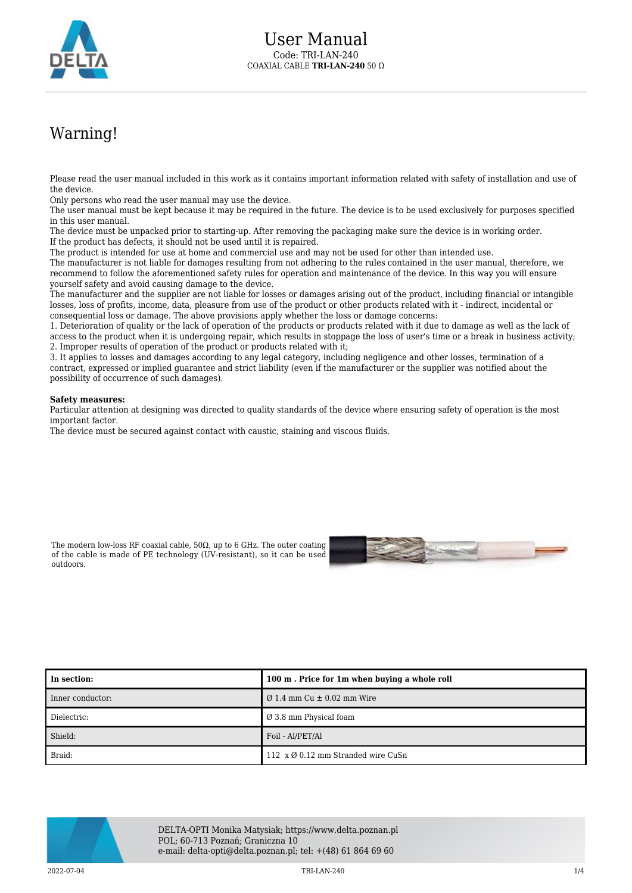# User Manual

Code: TRI-LAN-240

COAXIAL CABLE **TRI-LAN-240** 50 Ω

## Warning!

Please read the user manual included in this work as it contains important information related with safety of installation and use of the device.
Only persons who read the user manual may use the device.
The user manual must be kept because it may be required in the future. The device is to be used exclusively for purposes specified in this user manual.
The device must be unpacked prior to starting-up. After removing the packaging make sure the device is in working order.
If the product has defects, it should not be used until it is repaired.
The product is intended for use at home and commercial use and may not be used for other than intended use.
The manufacturer is not liable for damages resulting from not adhering to the rules contained in the user manual, therefore, we recommend to follow the aforementioned safety rules for operation and maintenance of the device. In this way you will ensure yourself safety and avoid causing damage to the device.
The manufacturer and the supplier are not liable for losses or damages arising out of the product, including financial or intangible losses, loss of profits, income, data, pleasure from use of the product or other products related with it - indirect, incidental or consequential loss or damage. The above provisions apply whether the loss or damage concerns:
1. Deterioration of quality or the lack of operation of the products or products related with it due to damage as well as the lack of access to the product when it is undergoing repair, which results in stoppage the loss of user's time or a break in business activity;
2. Improper results of operation of the product or products related with it;
3. It applies to losses and damages according to any legal category, including negligence and other losses, termination of a contract, expressed or implied guarantee and strict liability (even if the manufacturer or the supplier was notified about the possibility of occurrence of such damages).

**Safety measures:**
Particular attention at designing was directed to quality standards of the device where ensuring safety of operation is the most important factor.
The device must be secured against contact with caustic, staining and viscous fluids.

The modern low-loss RF coaxial cable, 50Ω, up to 6 GHz. The outer coating of the cable is made of PE technology (UV-resistant), so it can be used outdoors.

| In section: | 100 m . Price for 1m when buying a whole roll |
|---|---|
| Inner conductor: | Ø 1.4 mm Cu ± 0.02 mm Wire |
| Dielectric: | Ø 3.8 mm Physical foam |
| Shield: | Foil - Al/PET/Al |
| Braid: | 112 x Ø 0.12 mm Stranded wire CuSn |

DELTA-OPTI Monika Matysiak; https://www.delta.poznan.pl
POL; 60-713 Poznań; Graniczna 10
e-mail: delta-opti@delta.poznan.pl; tel: +(48) 61 864 69 60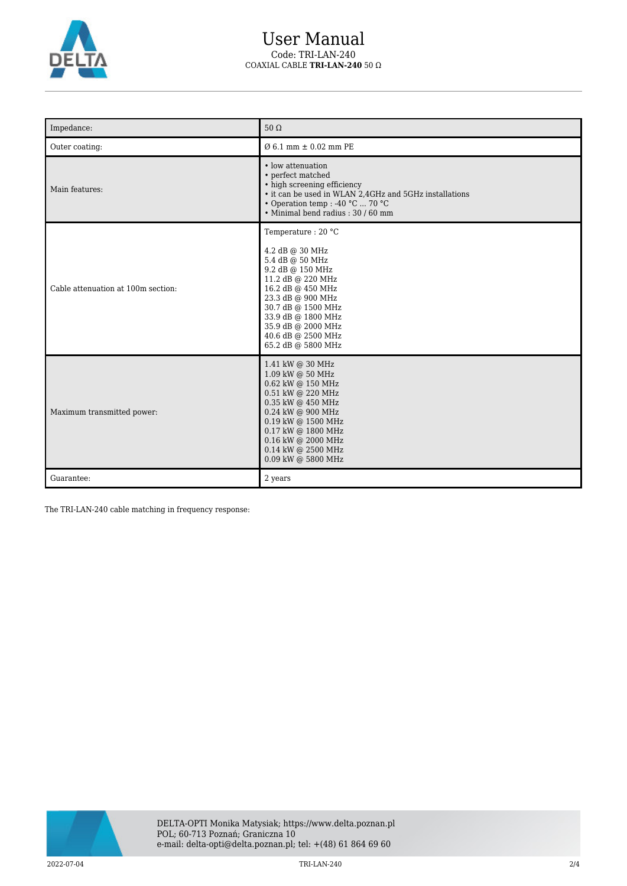# User Manual

Code: TRI-LAN-240

COAXIAL CABLE **TRI-LAN-240** 50 Ω

| | |
|---|---|
| Impedance: | 50 Ω |
| Outer coating: | Ø 6.1 mm ± 0.02 mm PE |
| Main features: | • low attenuation<br>• perfect matched<br>• high screening efficiency<br>• it can be used in WLAN 2,4GHz and 5GHz installations<br>• Operation temp : -40 °C ... 70 °C<br>• Minimal bend radius : 30 / 60 mm |
| Cable attenuation at 100m section: | Temperature : 20 °C<br><br>4.2 dB @ 30 MHz<br>5.4 dB @ 50 MHz<br>9.2 dB @ 150 MHz<br>11.2 dB @ 220 MHz<br>16.2 dB @ 450 MHz<br>23.3 dB @ 900 MHz<br>30.7 dB @ 1500 MHz<br>33.9 dB @ 1800 MHz<br>35.9 dB @ 2000 MHz<br>40.6 dB @ 2500 MHz<br>65.2 dB @ 5800 MHz |
| Maximum transmitted power: | 1.41 kW @ 30 MHz<br>1.09 kW @ 50 MHz<br>0.62 kW @ 150 MHz<br>0.51 kW @ 220 MHz<br>0.35 kW @ 450 MHz<br>0.24 kW @ 900 MHz<br>0.19 kW @ 1500 MHz<br>0.17 kW @ 1800 MHz<br>0.16 kW @ 2000 MHz<br>0.14 kW @ 2500 MHz<br>0.09 kW @ 5800 MHz |
| Guarantee: | 2 years |

The TRI-LAN-240 cable matching in frequency response:

DELTA-OPTI Monika Matysiak; https://www.delta.poznan.pl
POL; 60-713 Poznań; Graniczna 10
e-mail: delta-opti@delta.poznan.pl; tel: +(48) 61 864 69 60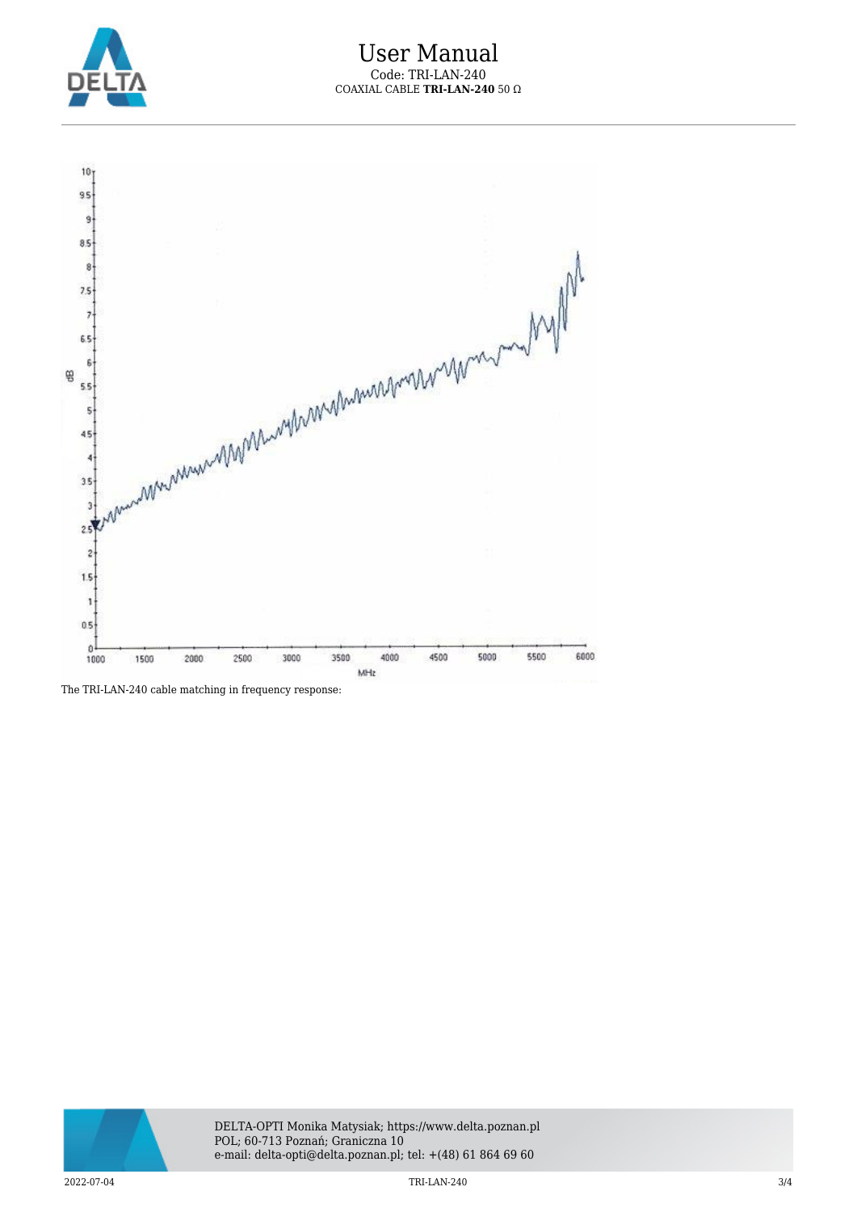The TRI-LAN-240 cable matching in frequency response: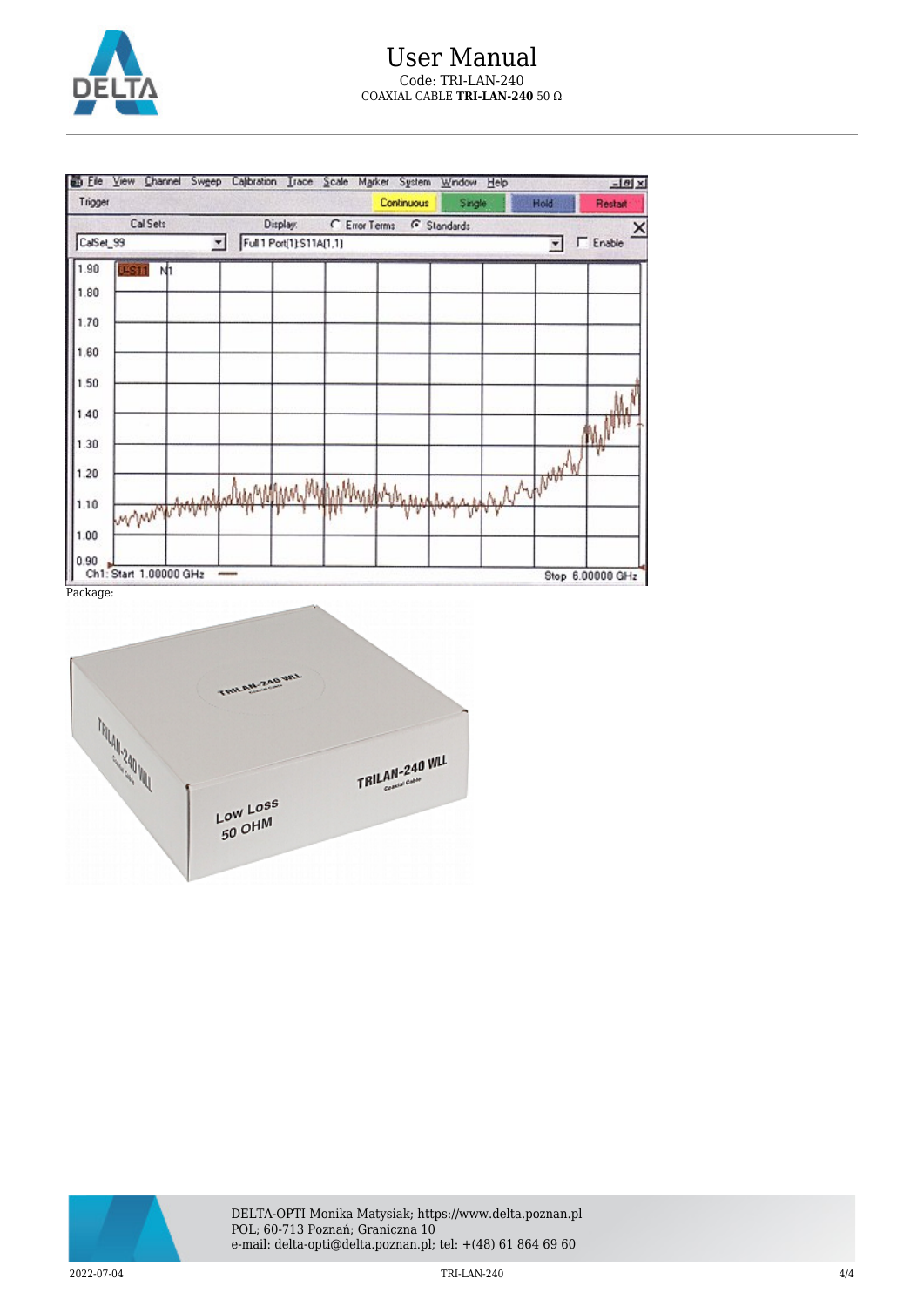File View Channel Sweep Calibration Trace Scale Marker System Window Help

Trigger Continuous Single Hold Restart

Cal Sets Display: Error Terms Standards

CalSet_99 Full 1 Port(1):S11A(1,1) Enable

U-S11 N1

1.90
1.80
1.70
1.60
1.50
1.40
1.30
1.20
1.10
1.00
0.90

Ch1: Start 1.00000 GHz Stop 6.00000 GHz

Package:

TRILAN-240 WLL
Coaxial Cable

Low Loss
50 OHM